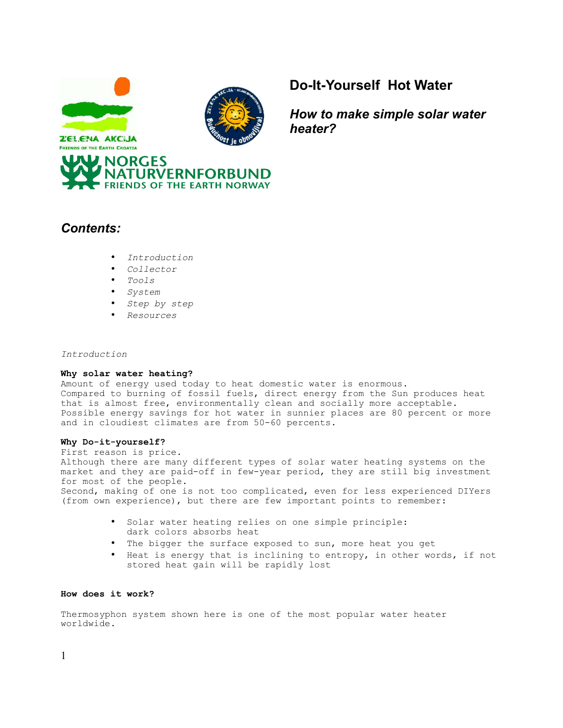# Do-It-Yourself Hot Water

## *How to make simple solar water heater?*

## *Contents:*

- *Introduction*
- *Collector*
- *Tools*
- *System*
- *Step by step*
- *Resources*

*Introduction*

**Why solar water heating?**
Amount of energy used today to heat domestic water is enormous.
Compared to burning of fossil fuels, direct energy from the Sun produces heat that is almost free, environmentally clean and socially more acceptable.
Possible energy savings for hot water in sunnier places are 80 percent or more and in cloudiest climates are from 50-60 percents.

**Why Do-it-yourself?**
First reason is price.
Although there are many different types of solar water heating systems on the market and they are paid-off in few-year period, they are still big investment for most of the people.
Second, making of one is not too complicated, even for less experienced DIYers (from own experience), but there are few important points to remember:

- Solar water heating relies on one simple principle: dark colors absorbs heat
- The bigger the surface exposed to sun, more heat you get
- Heat is energy that is inclining to entropy, in other words, if not stored heat gain will be rapidly lost

**How does it work?**

Thermosyphon system shown here is one of the most popular water heater worldwide.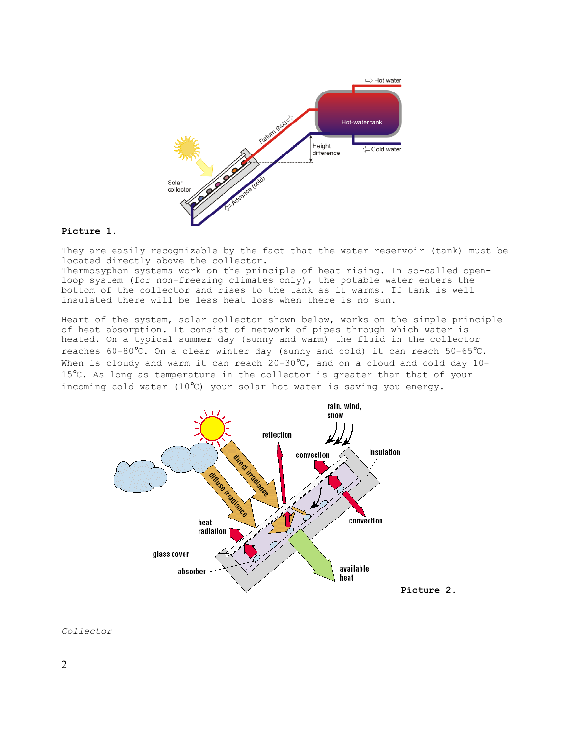**Picture 1.**

They are easily recognizable by the fact that the water reservoir (tank) must be located directly above the collector.
Thermosyphon systems work on the principle of heat rising. In so-called open-loop system (for non-freezing climates only), the potable water enters the bottom of the collector and rises to the tank as it warms. If tank is well insulated there will be less heat loss when there is no sun.

Heart of the system, solar collector shown below, works on the simple principle of heat absorption. It consist of network of pipes through which water is heated. On a typical summer day (sunny and warm) the fluid in the collector reaches 60-80℃. On a clear winter day (sunny and cold) it can reach 50-65℃. When is cloudy and warm it can reach 20-30℃, and on a cloud and cold day 10-15℃. As long as temperature in the collector is greater than that of your incoming cold water (10℃) your solar hot water is saving you energy.

**Picture 2.**

*Collector*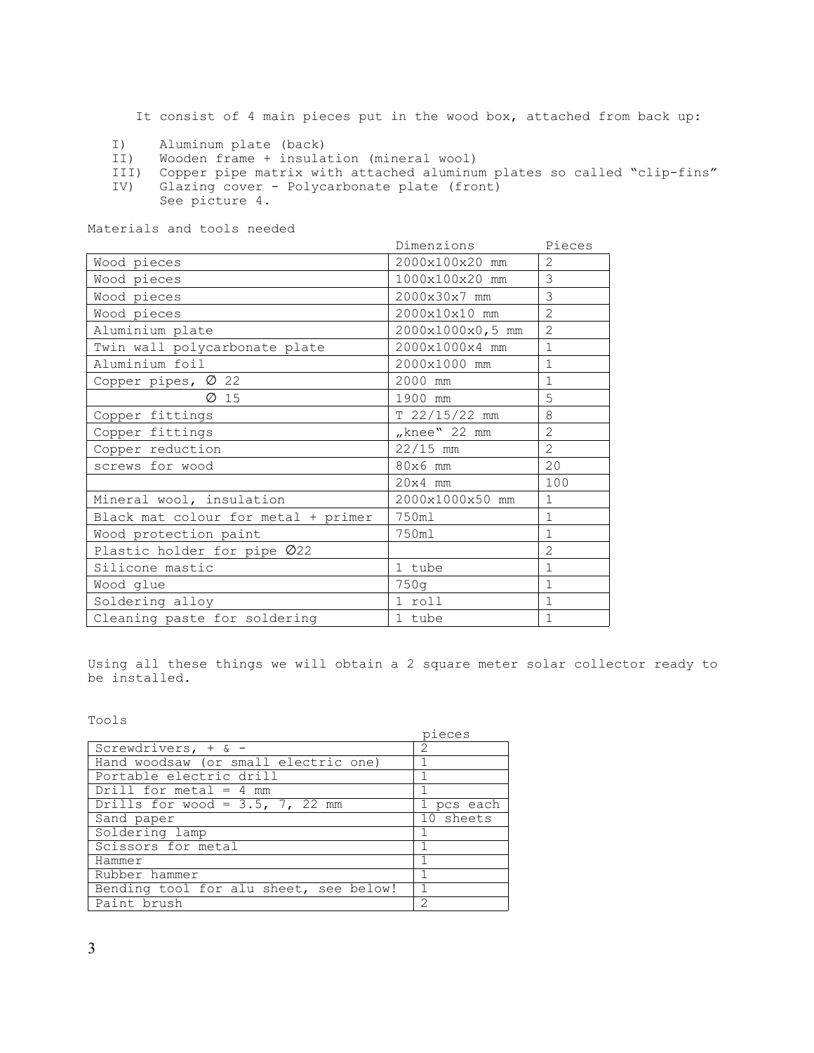It consist of 4 main pieces put in the wood box, attached from back up:

I) Aluminum plate (back)
II) Wooden frame + insulation (mineral wool)
III) Copper pipe matrix with attached aluminum plates so called "clip-fins"
IV) Glazing cover - Polycarbonate plate (front)
See picture 4.

Materials and tools needed

| | Dimenzions | Pieces |
|---|---|---|
| Wood pieces | 2000x100x20 mm | 2 |
| Wood pieces | 1000x100x20 mm | 3 |
| Wood pieces | 2000x30x7 mm | 3 |
| Wood pieces | 2000x10x10 mm | 2 |
| Aluminium plate | 2000x1000x0,5 mm | 2 |
| Twin wall polycarbonate plate | 2000x1000x4 mm | 1 |
| Aluminium foil | 2000x1000 mm | 1 |
| Copper pipes, Ø 22 | 2000 mm | 1 |
| Ø 15 | 1900 mm | 5 |
| Copper fittings | T 22/15/22 mm | 8 |
| Copper fittings | „knee" 22 mm | 2 |
| Copper reduction | 22/15 mm | 2 |
| screws for wood | 80x6 mm | 20 |
| | 20x4 mm | 100 |
| Mineral wool, insulation | 2000x1000x50 mm | 1 |
| Black mat colour for metal + primer | 750ml | 1 |
| Wood protection paint | 750ml | 1 |
| Plastic holder for pipe Ø22 | | 2 |
| Silicone mastic | 1 tube | 1 |
| Wood glue | 750g | 1 |
| Soldering alloy | 1 roll | 1 |
| Cleaning paste for soldering | 1 tube | 1 |

Using all these things we will obtain a 2 square meter solar collector ready to be installed.

Tools

| | pieces |
|---|---|
| Screwdrivers, + & - | 2 |
| Hand woodsaw (or small electric one) | 1 |
| Portable electric drill | 1 |
| Drill for metal = 4 mm | 1 |
| Drills for wood = 3.5, 7, 22 mm | 1 pcs each |
| Sand paper | 10 sheets |
| Soldering lamp | 1 |
| Scissors for metal | 1 |
| Hammer | 1 |
| Rubber hammer | 1 |
| Bending tool for alu sheet, see below! | 1 |
| Paint brush | 2 |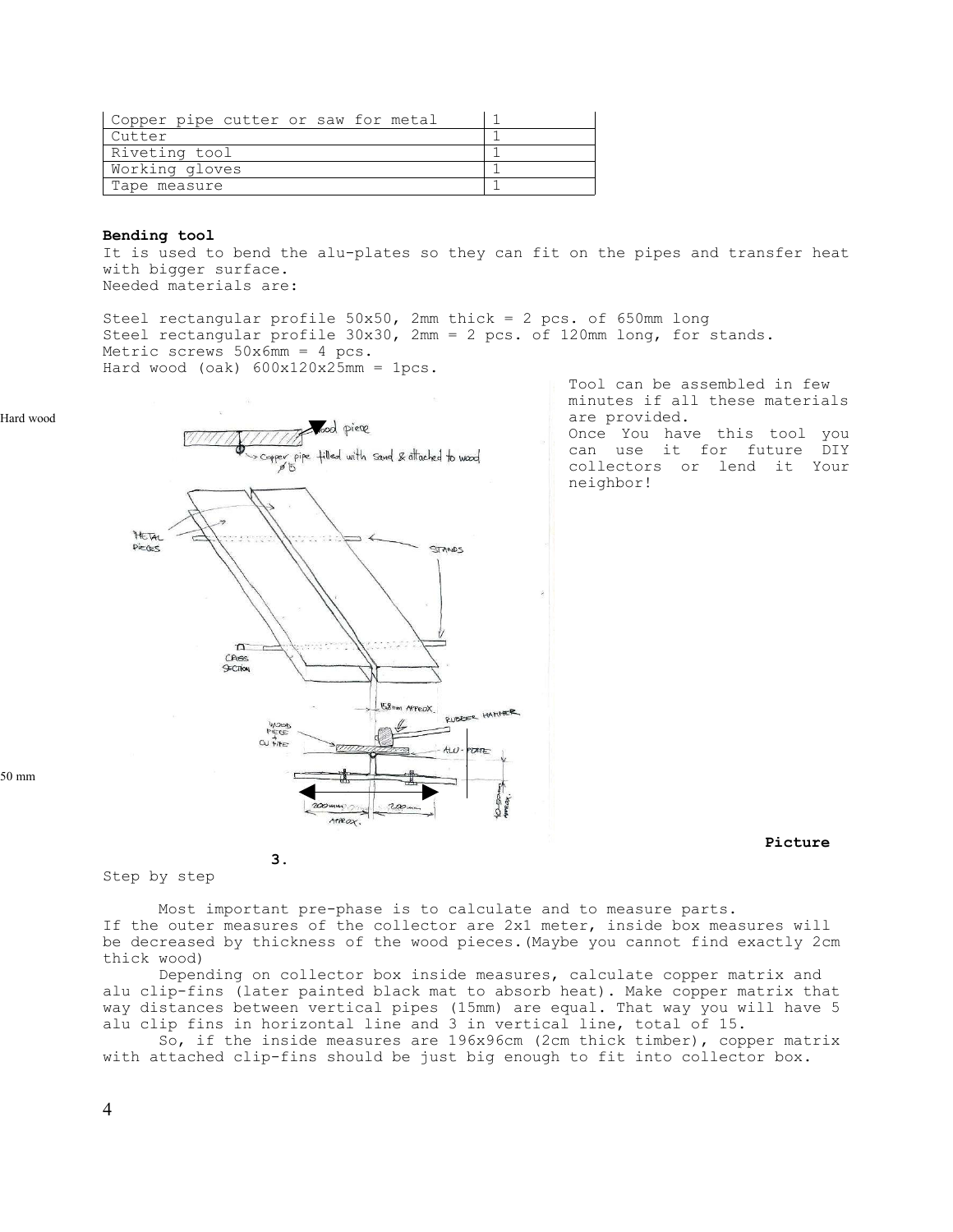| Copper pipe cutter or saw for metal | 1 |
| --- | --- |
| Cutter | 1 |
| Riveting tool | 1 |
| Working gloves | 1 |
| Tape measure | 1 |

**Bending tool**

It is used to bend the alu-plates so they can fit on the pipes and transfer heat with bigger surface.
Needed materials are:

Steel rectangular profile 50x50, 2mm thick = 2 pcs. of 650mm long
Steel rectangular profile 30x30, 2mm = 2 pcs. of 120mm long, for stands.
Metric screws 50x6mm = 4 pcs.
Hard wood (oak) 600x120x25mm = 1pcs.

Tool can be assembled in few minutes if all these materials are provided.
Once You have this tool you can use it for future DIY collectors or lend it Your neighbor!

Hard wood

50 mm

**Picture 3.**

Step by step

Most important pre-phase is to calculate and to measure parts.
If the outer measures of the collector are 2x1 meter, inside box measures will be decreased by thickness of the wood pieces.(Maybe you cannot find exactly 2cm thick wood)

Depending on collector box inside measures, calculate copper matrix and alu clip-fins (later painted black mat to absorb heat). Make copper matrix that way distances between vertical pipes (15mm) are equal. That way you will have 5 alu clip fins in horizontal line and 3 in vertical line, total of 15.

So, if the inside measures are 196x96cm (2cm thick timber), copper matrix with attached clip-fins should be just big enough to fit into collector box.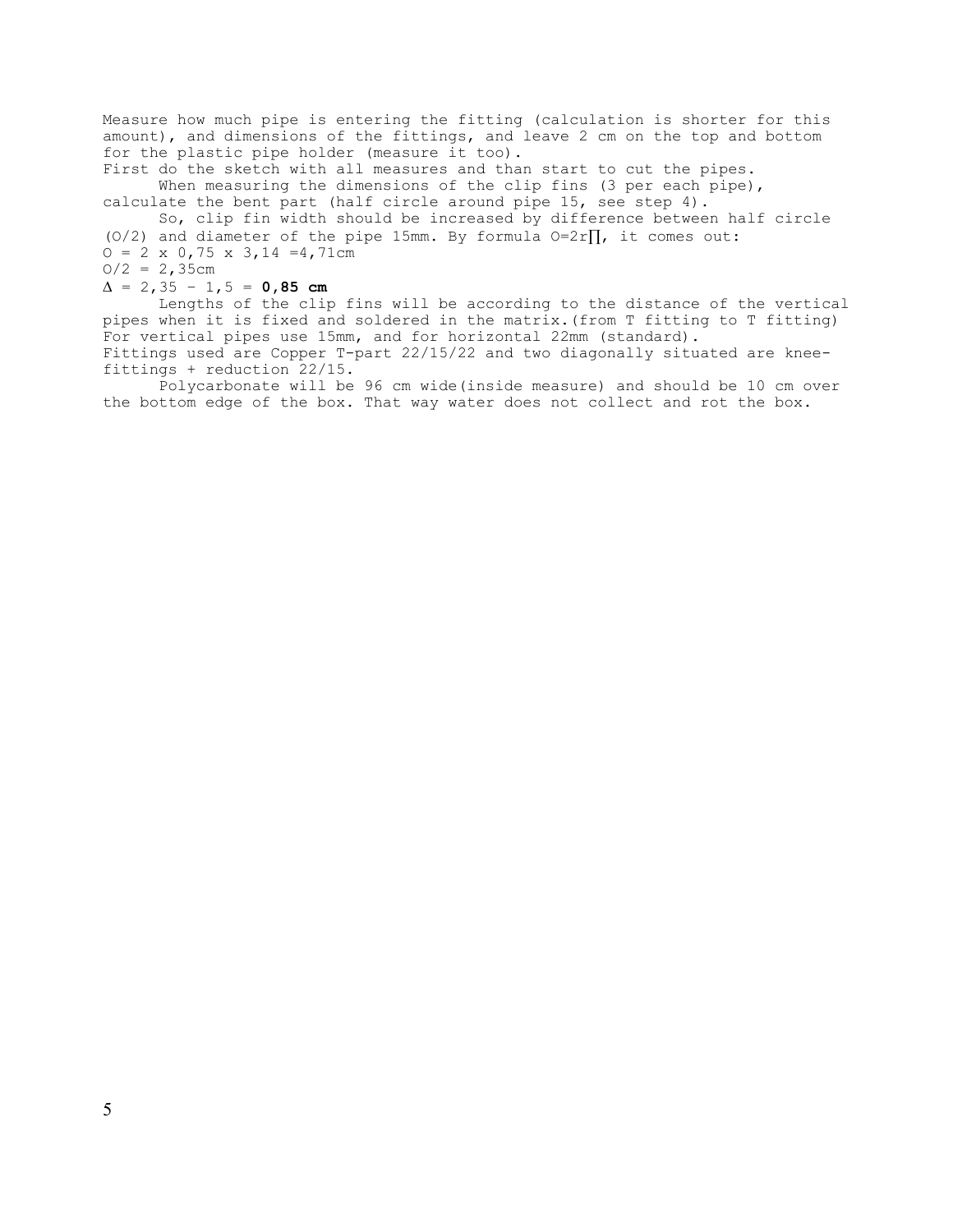Measure how much pipe is entering the fitting (calculation is shorter for this amount), and dimensions of the fittings, and leave 2 cm on the top and bottom for the plastic pipe holder (measure it too).

First do the sketch with all measures and than start to cut the pipes.

When measuring the dimensions of the clip fins (3 per each pipe), calculate the bent part (half circle around pipe 15, see step 4).

So, clip fin width should be increased by difference between half circle (O/2) and diameter of the pipe 15mm. By formula $O=2r\Pi$, it comes out:

$O = 2 \times 0{,}75 \times 3{,}14 = 4{,}71$cm

$O/2 = 2{,}35$cm

$\Delta = 2{,}35 - 1{,}5 =$ **0,85 cm**

Lengths of the clip fins will be according to the distance of the vertical pipes when it is fixed and soldered in the matrix.(from T fitting to T fitting) For vertical pipes use 15mm, and for horizontal 22mm (standard).

Fittings used are Copper T-part 22/15/22 and two diagonally situated are knee-fittings + reduction 22/15.

Polycarbonate will be 96 cm wide(inside measure) and should be 10 cm over the bottom edge of the box. That way water does not collect and rot the box.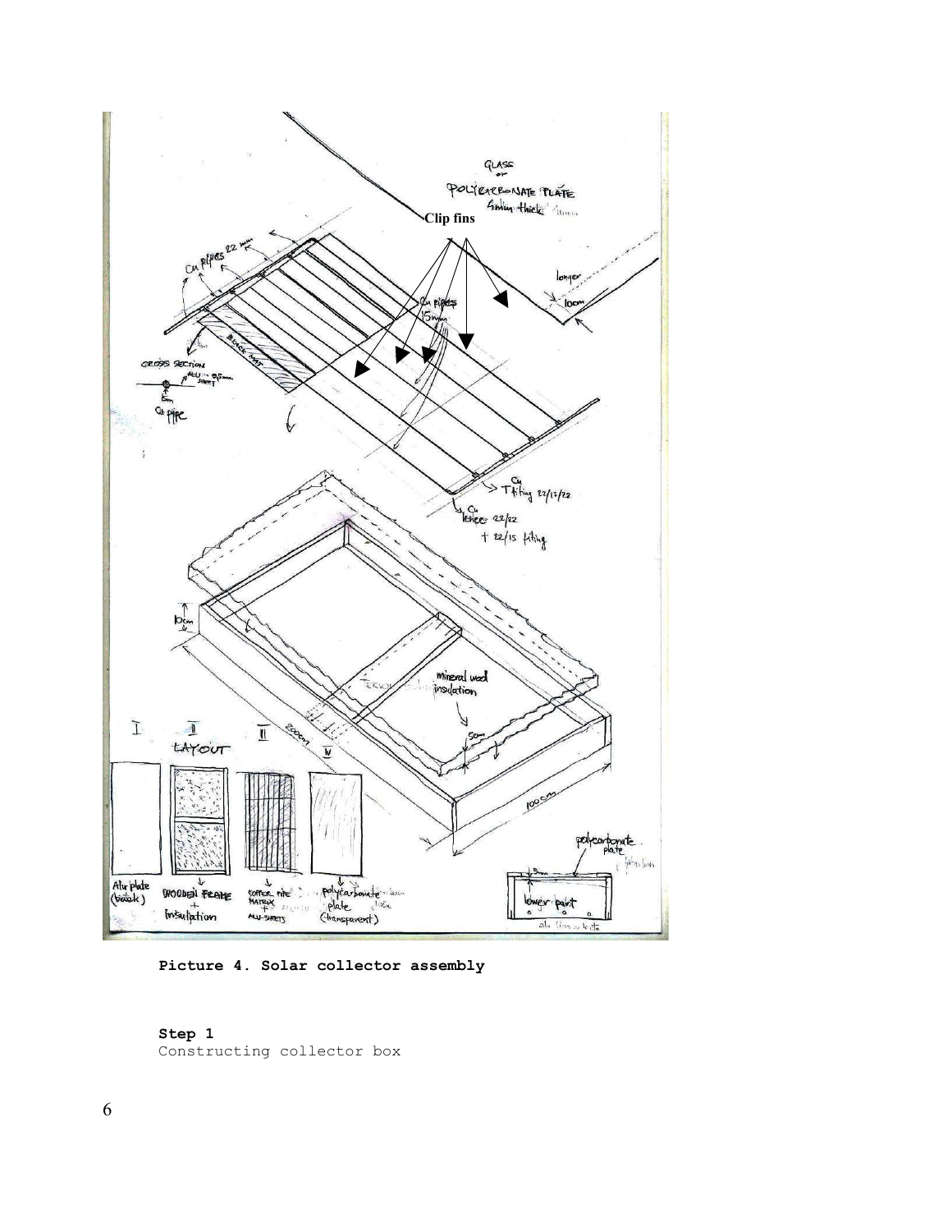Picture 4. Solar collector assembly

**Step 1**

Constructing collector box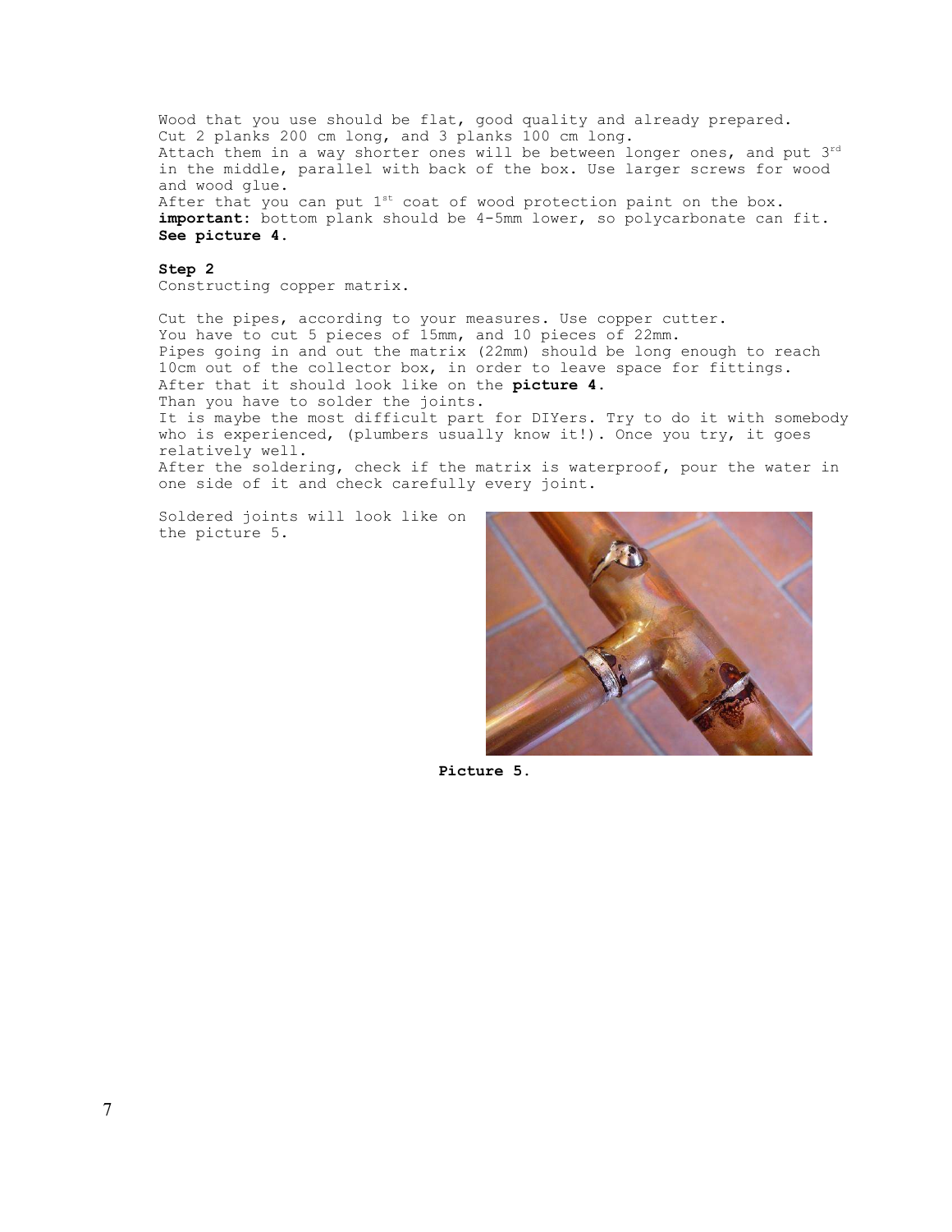Wood that you use should be flat, good quality and already prepared.
Cut 2 planks 200 cm long, and 3 planks 100 cm long.
Attach them in a way shorter ones will be between longer ones, and put 3rd in the middle, parallel with back of the box. Use larger screws for wood and wood glue.
After that you can put 1st coat of wood protection paint on the box.
**important:** bottom plank should be 4-5mm lower, so polycarbonate can fit.
**See picture 4.**

**Step 2**

Constructing copper matrix.

Cut the pipes, according to your measures. Use copper cutter.
You have to cut 5 pieces of 15mm, and 10 pieces of 22mm.
Pipes going in and out the matrix (22mm) should be long enough to reach 10cm out of the collector box, in order to leave space for fittings.
After that it should look like on the **picture 4.**
Than you have to solder the joints.
It is maybe the most difficult part for DIYers. Try to do it with somebody who is experienced, (plumbers usually know it!). Once you try, it goes relatively well.
After the soldering, check if the matrix is waterproof, pour the water in one side of it and check carefully every joint.

Soldered joints will look like on the picture 5.

**Picture 5.**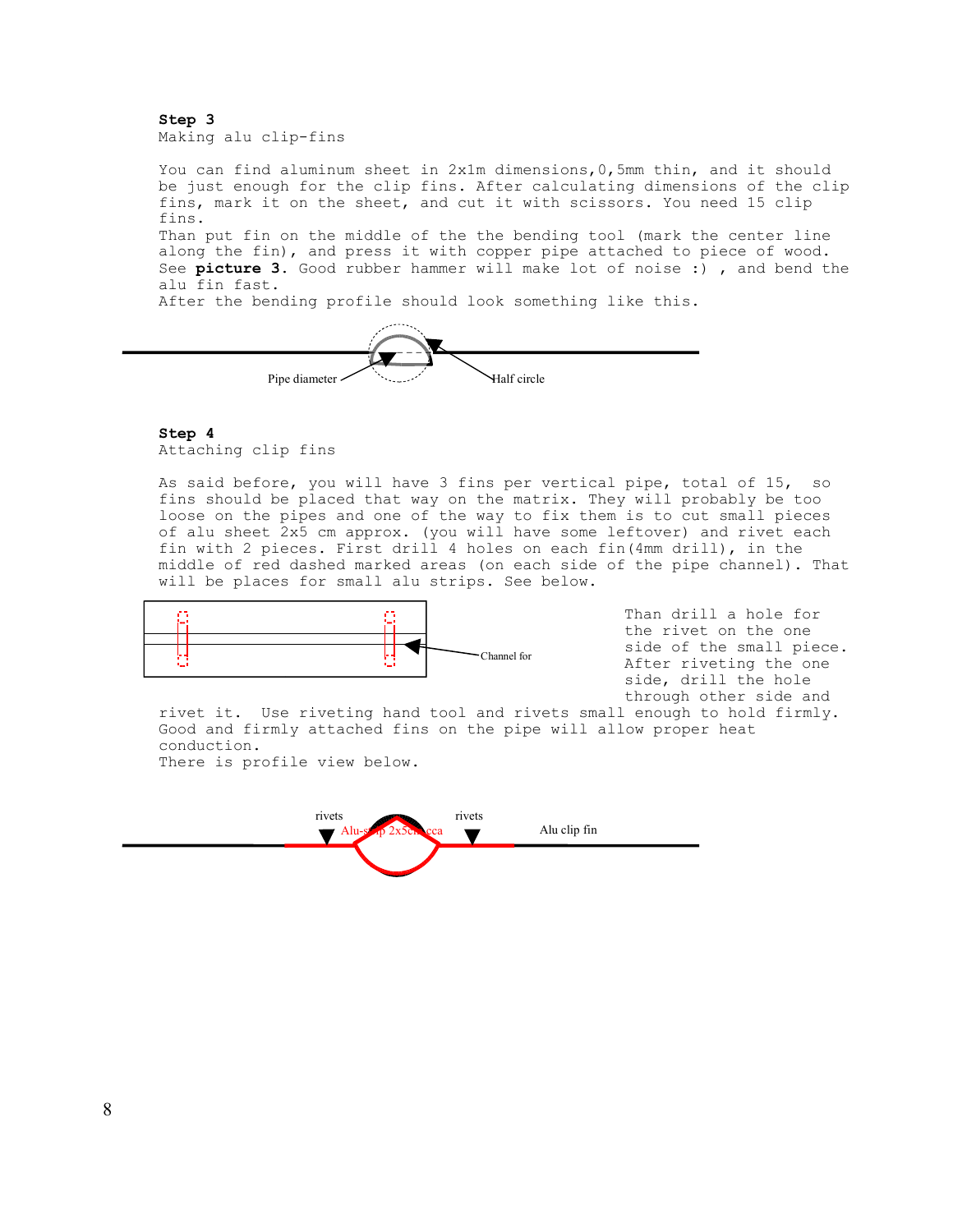**Step 3**
Making alu clip-fins

You can find aluminum sheet in 2x1m dimensions,0,5mm thin, and it should be just enough for the clip fins. After calculating dimensions of the clip fins, mark it on the sheet, and cut it with scissors. You need 15 clip fins.
Than put fin on the middle of the the bending tool (mark the center line along the fin), and press it with copper pipe attached to piece of wood. See **picture 3**. Good rubber hammer will make lot of noise :) , and bend the alu fin fast.
After the bending profile should look something like this.

Pipe diameter    Half circle

**Step 4**
Attaching clip fins

As said before, you will have 3 fins per vertical pipe, total of 15, so fins should be placed that way on the matrix. They will probably be too loose on the pipes and one of the way to fix them is to cut small pieces of alu sheet 2x5 cm approx. (you will have some leftover) and rivet each fin with 2 pieces. First drill 4 holes on each fin(4mm drill), in the middle of red dashed marked areas (on each side of the pipe channel). That will be places for small alu strips. See below.

Channel for

Than drill a hole for the rivet on the one side of the small piece. After riveting the one side, drill the hole through other side and rivet it. Use riveting hand tool and rivets small enough to hold firmly. Good and firmly attached fins on the pipe will allow proper heat conduction.
There is profile view below.

rivets    Alu-strip 2x5cm cca    rivets    Alu clip fin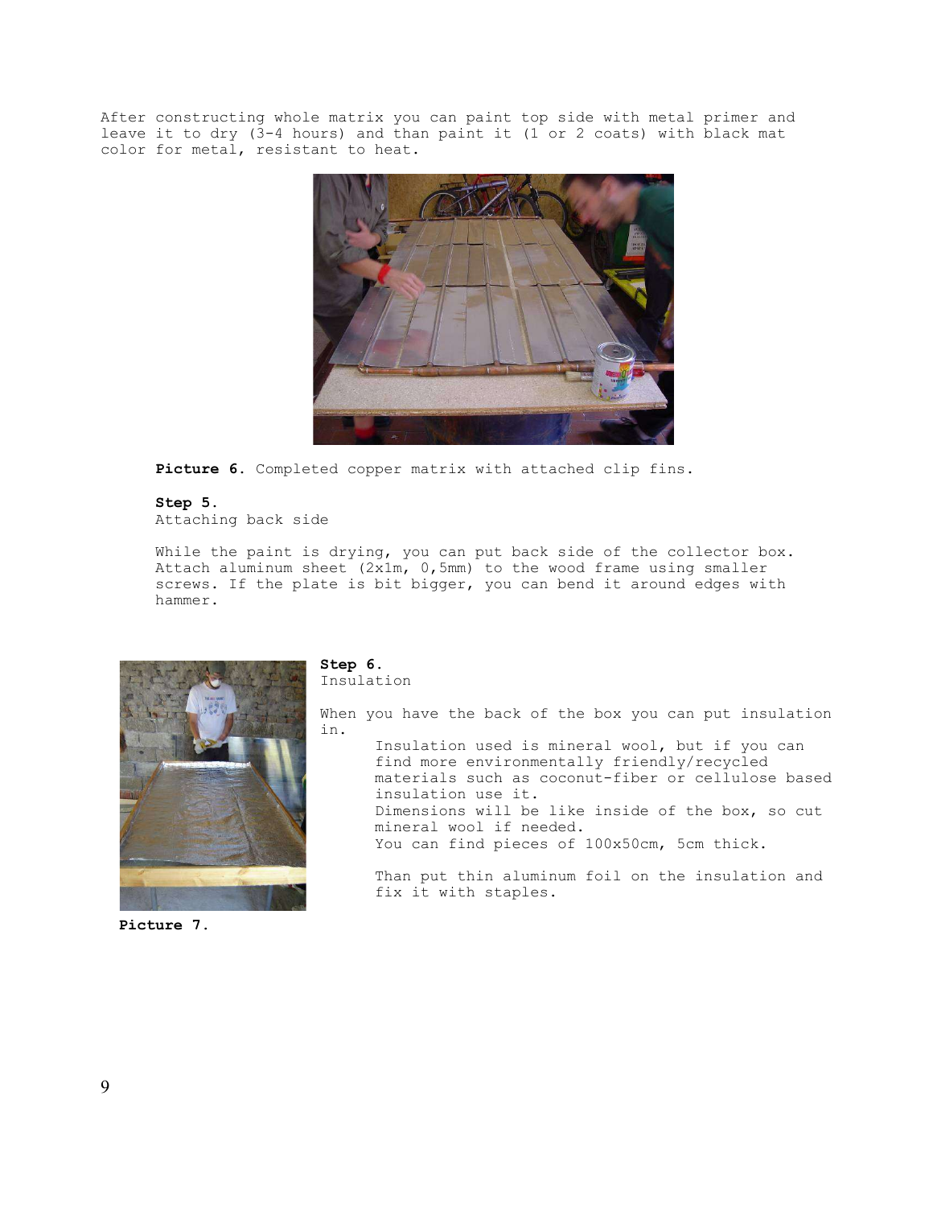After constructing whole matrix you can paint top side with metal primer and leave it to dry (3-4 hours) and than paint it (1 or 2 coats) with black mat color for metal, resistant to heat.

**Picture 6.** Completed copper matrix with attached clip fins.

**Step 5.**
Attaching back side

While the paint is drying, you can put back side of the collector box. Attach aluminum sheet (2x1m, 0,5mm) to the wood frame using smaller screws. If the plate is bit bigger, you can bend it around edges with hammer.

**Step 6.**
Insulation

When you have the back of the box you can put insulation in.

Insulation used is mineral wool, but if you can find more environmentally friendly/recycled materials such as coconut-fiber or cellulose based insulation use it.
Dimensions will be like inside of the box, so cut mineral wool if needed.
You can find pieces of 100x50cm, 5cm thick.

Than put thin aluminum foil on the insulation and fix it with staples.

**Picture 7.**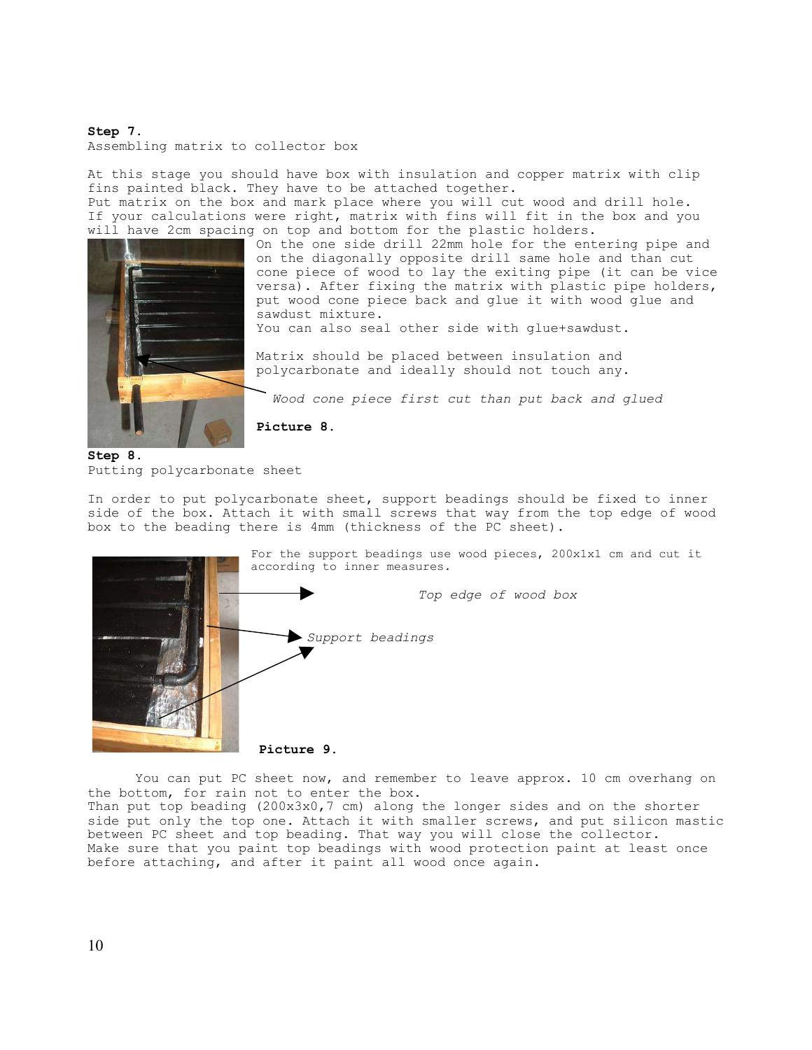**Step 7.**
Assembling matrix to collector box

At this stage you should have box with insulation and copper matrix with clip fins painted black. They have to be attached together.
Put matrix on the box and mark place where you will cut wood and drill hole. If your calculations were right, matrix with fins will fit in the box and you will have 2cm spacing on top and bottom for the plastic holders.

On the one side drill 22mm hole for the entering pipe and on the diagonally opposite drill same hole and than cut cone piece of wood to lay the exiting pipe (it can be vice versa). After fixing the matrix with plastic pipe holders, put wood cone piece back and glue it with wood glue and sawdust mixture.
You can also seal other side with glue+sawdust.

Matrix should be placed between insulation and polycarbonate and ideally should not touch any.

*Wood cone piece first cut than put back and glued*

**Picture 8.**

**Step 8.**
Putting polycarbonate sheet

In order to put polycarbonate sheet, support beadings should be fixed to inner side of the box. Attach it with small screws that way from the top edge of wood box to the beading there is 4mm (thickness of the PC sheet).

For the support beadings use wood pieces, 200x1x1 cm and cut it according to inner measures.

*Top edge of wood box*

*Support beadings*

**Picture 9.**

You can put PC sheet now, and remember to leave approx. 10 cm overhang on the bottom, for rain not to enter the box.
Than put top beading (200x3x0,7 cm) along the longer sides and on the shorter side put only the top one. Attach it with smaller screws, and put silicon mastic between PC sheet and top beading. That way you will close the collector.
Make sure that you paint top beadings with wood protection paint at least once before attaching, and after it paint all wood once again.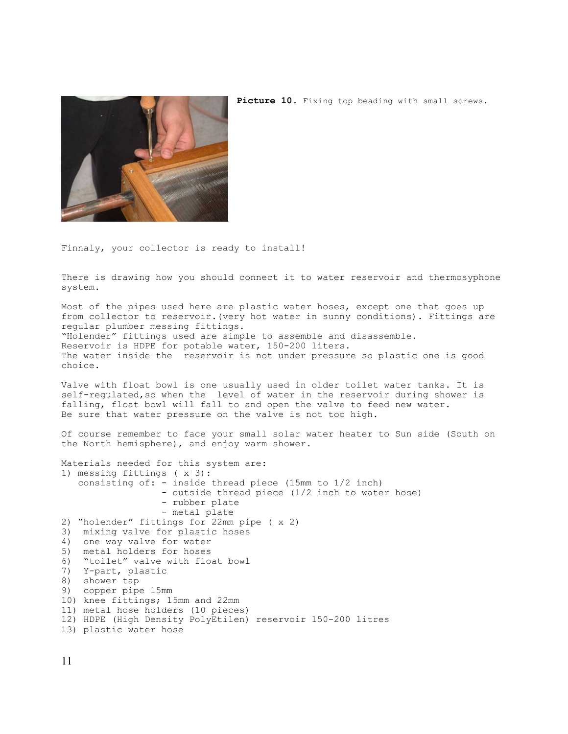**Picture 10.** Fixing top beading with small screws.

Finnaly, your collector is ready to install!

There is drawing how you should connect it to water reservoir and thermosyphone system.

Most of the pipes used here are plastic water hoses, except one that goes up from collector to reservoir.(very hot water in sunny conditions). Fittings are regular plumber messing fittings.
"Holender" fittings used are simple to assemble and disassemble.
Reservoir is HDPE for potable water, 150-200 liters.
The water inside the reservoir is not under pressure so plastic one is good choice.

Valve with float bowl is one usually used in older toilet water tanks. It is self-regulated,so when the level of water in the reservoir during shower is falling, float bowl will fall to and open the valve to feed new water.
Be sure that water pressure on the valve is not too high.

Of course remember to face your small solar water heater to Sun side (South on the North hemisphere), and enjoy warm shower.

Materials needed for this system are:

1) messing fittings ( x 3):
   consisting of:
   - inside thread piece (15mm to 1/2 inch)
   - outside thread piece (1/2 inch to water hose)
   - rubber plate
   - metal plate
2) "holender" fittings for 22mm pipe ( x 2)
3) mixing valve for plastic hoses
4) one way valve for water
5) metal holders for hoses
6) "toilet" valve with float bowl
7) Y-part, plastic
8) shower tap
9) copper pipe 15mm
10) knee fittings; 15mm and 22mm
11) metal hose holders (10 pieces)
12) HDPE (High Density PolyEtilen) reservoir 150-200 litres
13) plastic water hose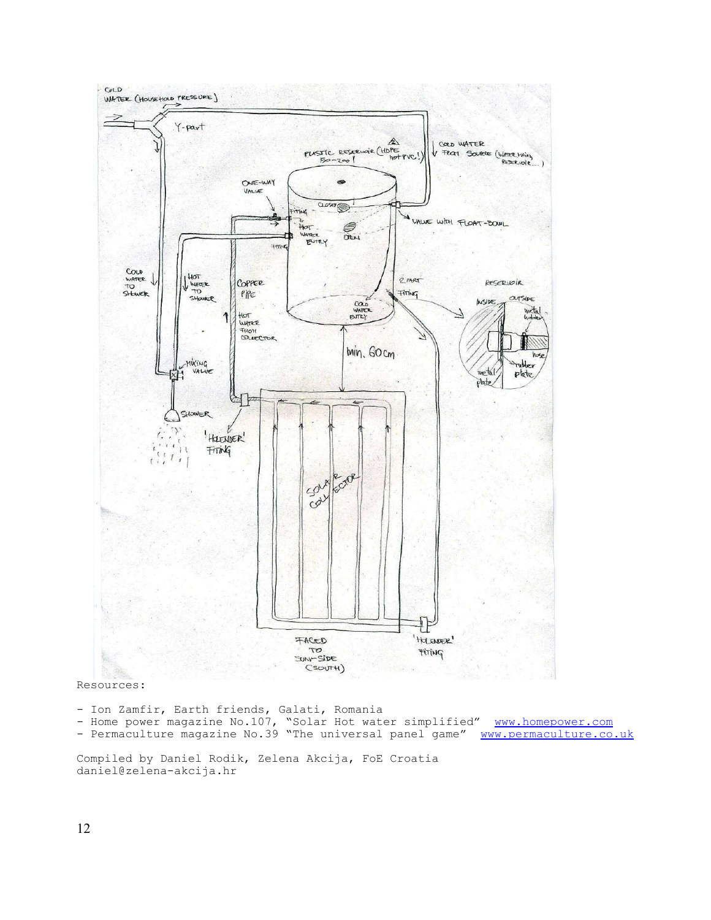Resources:

- Ion Zamfir, Earth friends, Galati, Romania
- Home power magazine No.107, "Solar Hot water simplified" www.homepower.com
- Permaculture magazine No.39 "The universal panel game" www.permaculture.co.uk

Compiled by Daniel Rodik, Zelena Akcija, FoE Croatia
daniel@zelena-akcija.hr